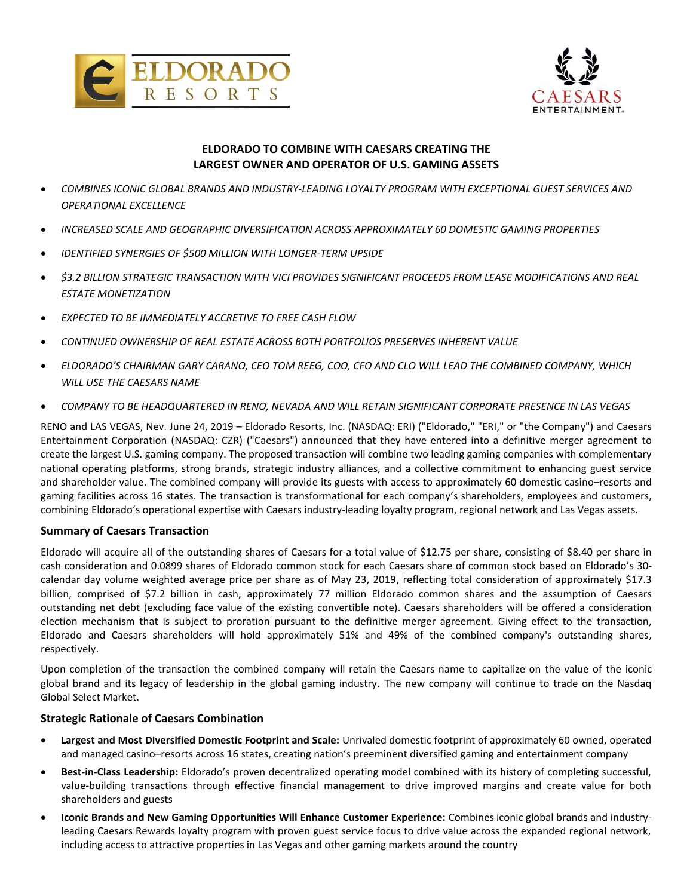## ELDORADO TO COMBINE WITH CAESARS CREATING THE LARGEST OWNER AND OPERATOR OF U.S. GAMING ASSETS

- *COMBINES ICONIC GLOBAL BRANDS AND INDUSTRY-LEADING LOYALTY PROGRAM WITH EXCEPTIONAL GUEST SERVICES AND OPERATIONAL EXCELLENCE*
- *INCREASED SCALE AND GEOGRAPHIC DIVERSIFICATION ACROSS APPROXIMATELY 60 DOMESTIC GAMING PROPERTIES*
- *IDENTIFIED SYNERGIES OF $500 MILLION WITH LONGER-TERM UPSIDE*
- *$3.2 BILLION STRATEGIC TRANSACTION WITH VICI PROVIDES SIGNIFICANT PROCEEDS FROM LEASE MODIFICATIONS AND REAL ESTATE MONETIZATION*
- *EXPECTED TO BE IMMEDIATELY ACCRETIVE TO FREE CASH FLOW*
- *CONTINUED OWNERSHIP OF REAL ESTATE ACROSS BOTH PORTFOLIOS PRESERVES INHERENT VALUE*
- *ELDORADO'S CHAIRMAN GARY CARANO, CEO TOM REEG, COO, CFO AND CLO WILL LEAD THE COMBINED COMPANY, WHICH WILL USE THE CAESARS NAME*
- *COMPANY TO BE HEADQUARTERED IN RENO, NEVADA AND WILL RETAIN SIGNIFICANT CORPORATE PRESENCE IN LAS VEGAS*

RENO and LAS VEGAS, Nev. June 24, 2019 – Eldorado Resorts, Inc. (NASDAQ: ERI) ("Eldorado," "ERI," or "the Company") and Caesars Entertainment Corporation (NASDAQ: CZR) ("Caesars") announced that they have entered into a definitive merger agreement to create the largest U.S. gaming company. The proposed transaction will combine two leading gaming companies with complementary national operating platforms, strong brands, strategic industry alliances, and a collective commitment to enhancing guest service and shareholder value. The combined company will provide its guests with access to approximately 60 domestic casino–resorts and gaming facilities across 16 states. The transaction is transformational for each company's shareholders, employees and customers, combining Eldorado's operational expertise with Caesars industry-leading loyalty program, regional network and Las Vegas assets.

### Summary of Caesars Transaction

Eldorado will acquire all of the outstanding shares of Caesars for a total value of $12.75 per share, consisting of $8.40 per share in cash consideration and 0.0899 shares of Eldorado common stock for each Caesars share of common stock based on Eldorado's 30-calendar day volume weighted average price per share as of May 23, 2019, reflecting total consideration of approximately $17.3 billion, comprised of $7.2 billion in cash, approximately 77 million Eldorado common shares and the assumption of Caesars outstanding net debt (excluding face value of the existing convertible note). Caesars shareholders will be offered a consideration election mechanism that is subject to proration pursuant to the definitive merger agreement. Giving effect to the transaction, Eldorado and Caesars shareholders will hold approximately 51% and 49% of the combined company's outstanding shares, respectively.

Upon completion of the transaction the combined company will retain the Caesars name to capitalize on the value of the iconic global brand and its legacy of leadership in the global gaming industry. The new company will continue to trade on the Nasdaq Global Select Market.

### Strategic Rationale of Caesars Combination

- **Largest and Most Diversified Domestic Footprint and Scale:** Unrivaled domestic footprint of approximately 60 owned, operated and managed casino–resorts across 16 states, creating nation's preeminent diversified gaming and entertainment company
- **Best-in-Class Leadership:** Eldorado's proven decentralized operating model combined with its history of completing successful, value-building transactions through effective financial management to drive improved margins and create value for both shareholders and guests
- **Iconic Brands and New Gaming Opportunities Will Enhance Customer Experience:** Combines iconic global brands and industry-leading Caesars Rewards loyalty program with proven guest service focus to drive value across the expanded regional network, including access to attractive properties in Las Vegas and other gaming markets around the country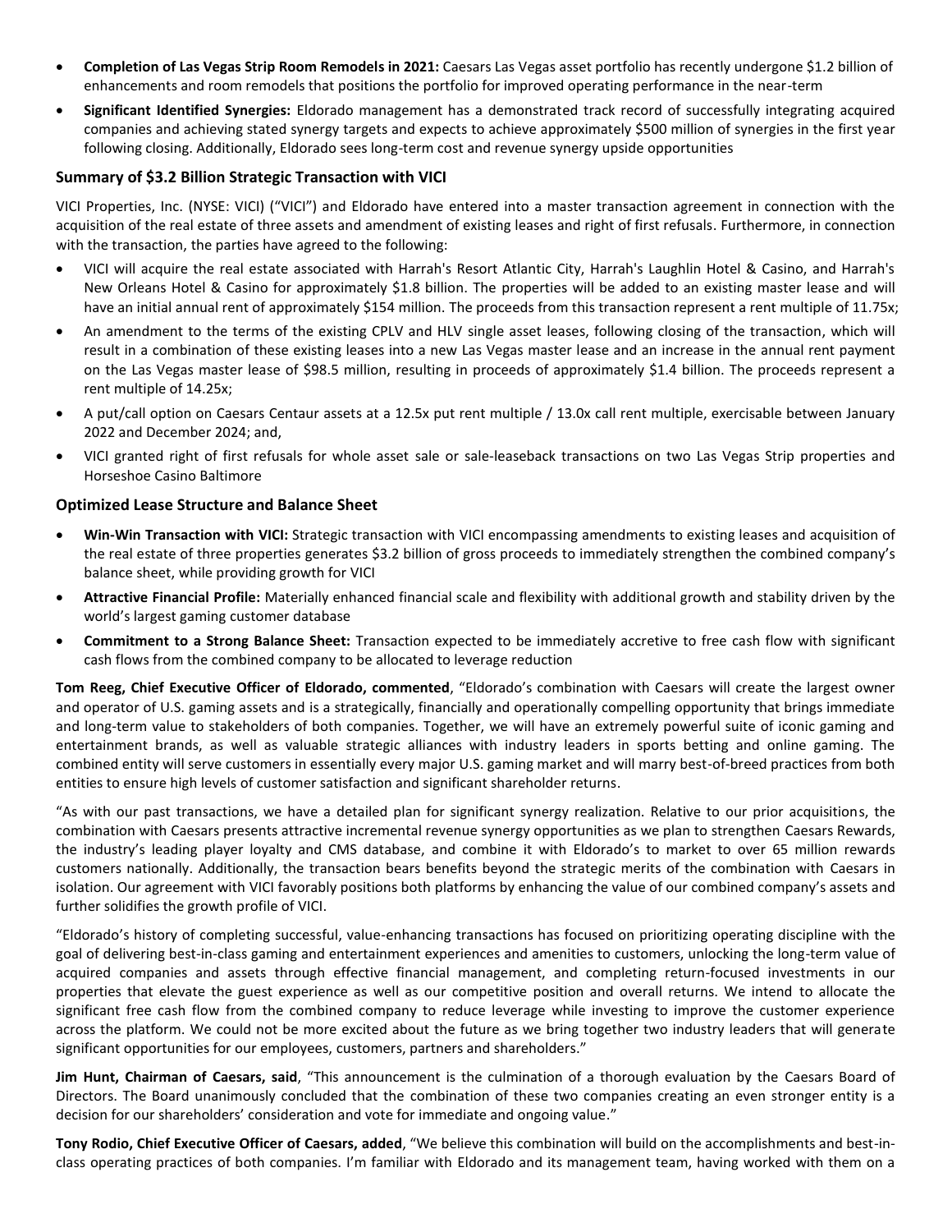- **Completion of Las Vegas Strip Room Remodels in 2021:** Caesars Las Vegas asset portfolio has recently undergone $1.2 billion of enhancements and room remodels that positions the portfolio for improved operating performance in the near-term
- **Significant Identified Synergies:** Eldorado management has a demonstrated track record of successfully integrating acquired companies and achieving stated synergy targets and expects to achieve approximately $500 million of synergies in the first year following closing. Additionally, Eldorado sees long-term cost and revenue synergy upside opportunities

### Summary of $3.2 Billion Strategic Transaction with VICI

VICI Properties, Inc. (NYSE: VICI) ("VICI") and Eldorado have entered into a master transaction agreement in connection with the acquisition of the real estate of three assets and amendment of existing leases and right of first refusals. Furthermore, in connection with the transaction, the parties have agreed to the following:

- VICI will acquire the real estate associated with Harrah's Resort Atlantic City, Harrah's Laughlin Hotel & Casino, and Harrah's New Orleans Hotel & Casino for approximately $1.8 billion. The properties will be added to an existing master lease and will have an initial annual rent of approximately $154 million. The proceeds from this transaction represent a rent multiple of 11.75x;
- An amendment to the terms of the existing CPLV and HLV single asset leases, following closing of the transaction, which will result in a combination of these existing leases into a new Las Vegas master lease and an increase in the annual rent payment on the Las Vegas master lease of $98.5 million, resulting in proceeds of approximately $1.4 billion. The proceeds represent a rent multiple of 14.25x;
- A put/call option on Caesars Centaur assets at a 12.5x put rent multiple / 13.0x call rent multiple, exercisable between January 2022 and December 2024; and,
- VICI granted right of first refusals for whole asset sale or sale-leaseback transactions on two Las Vegas Strip properties and Horseshoe Casino Baltimore

### Optimized Lease Structure and Balance Sheet

- **Win-Win Transaction with VICI:** Strategic transaction with VICI encompassing amendments to existing leases and acquisition of the real estate of three properties generates $3.2 billion of gross proceeds to immediately strengthen the combined company's balance sheet, while providing growth for VICI
- **Attractive Financial Profile:** Materially enhanced financial scale and flexibility with additional growth and stability driven by the world's largest gaming customer database
- **Commitment to a Strong Balance Sheet:** Transaction expected to be immediately accretive to free cash flow with significant cash flows from the combined company to be allocated to leverage reduction

**Tom Reeg, Chief Executive Officer of Eldorado, commented**, "Eldorado's combination with Caesars will create the largest owner and operator of U.S. gaming assets and is a strategically, financially and operationally compelling opportunity that brings immediate and long-term value to stakeholders of both companies. Together, we will have an extremely powerful suite of iconic gaming and entertainment brands, as well as valuable strategic alliances with industry leaders in sports betting and online gaming. The combined entity will serve customers in essentially every major U.S. gaming market and will marry best-of-breed practices from both entities to ensure high levels of customer satisfaction and significant shareholder returns.

"As with our past transactions, we have a detailed plan for significant synergy realization. Relative to our prior acquisitions, the combination with Caesars presents attractive incremental revenue synergy opportunities as we plan to strengthen Caesars Rewards, the industry's leading player loyalty and CMS database, and combine it with Eldorado's to market to over 65 million rewards customers nationally. Additionally, the transaction bears benefits beyond the strategic merits of the combination with Caesars in isolation. Our agreement with VICI favorably positions both platforms by enhancing the value of our combined company's assets and further solidifies the growth profile of VICI.

"Eldorado's history of completing successful, value-enhancing transactions has focused on prioritizing operating discipline with the goal of delivering best-in-class gaming and entertainment experiences and amenities to customers, unlocking the long-term value of acquired companies and assets through effective financial management, and completing return-focused investments in our properties that elevate the guest experience as well as our competitive position and overall returns. We intend to allocate the significant free cash flow from the combined company to reduce leverage while investing to improve the customer experience across the platform. We could not be more excited about the future as we bring together two industry leaders that will generate significant opportunities for our employees, customers, partners and shareholders."

**Jim Hunt, Chairman of Caesars, said**, "This announcement is the culmination of a thorough evaluation by the Caesars Board of Directors. The Board unanimously concluded that the combination of these two companies creating an even stronger entity is a decision for our shareholders' consideration and vote for immediate and ongoing value."

**Tony Rodio, Chief Executive Officer of Caesars, added**, "We believe this combination will build on the accomplishments and best-in-class operating practices of both companies. I'm familiar with Eldorado and its management team, having worked with them on a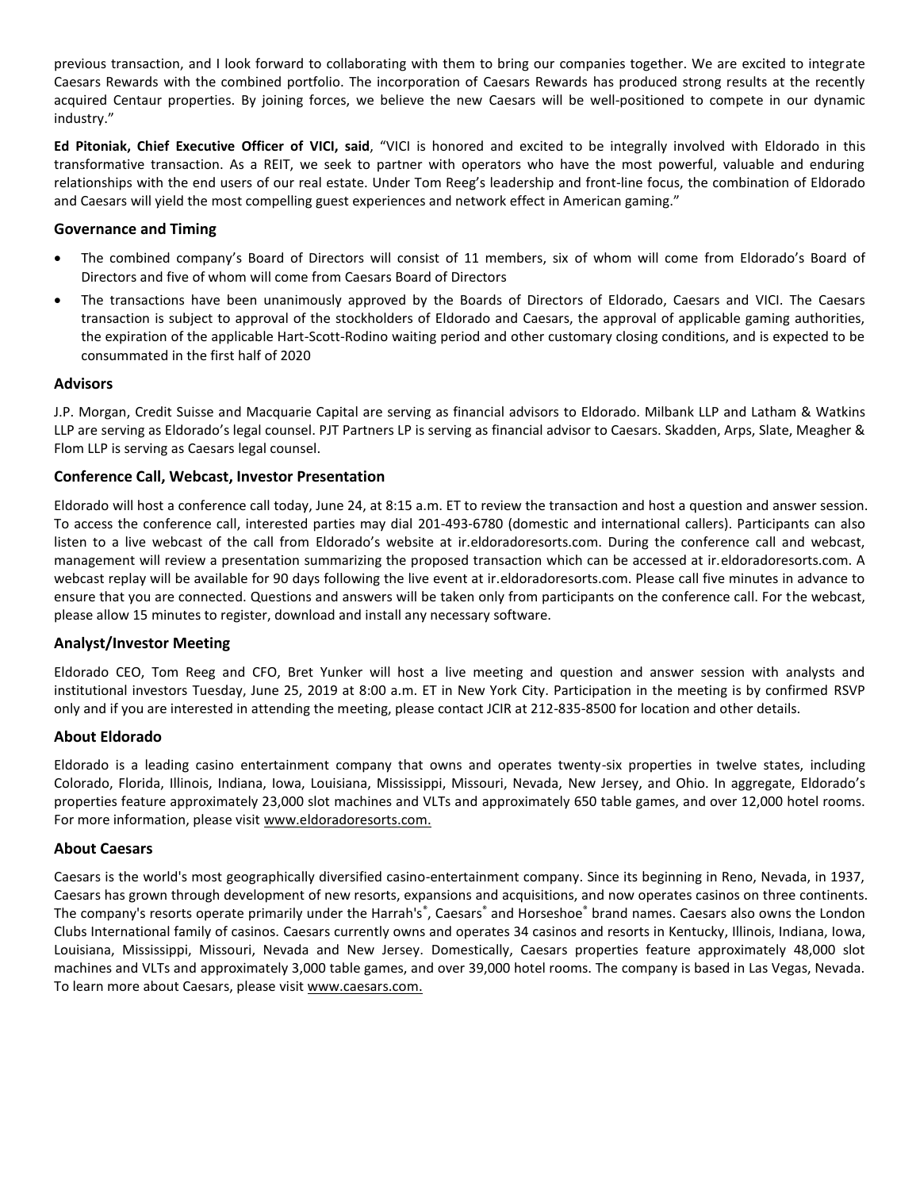previous transaction, and I look forward to collaborating with them to bring our companies together. We are excited to integrate Caesars Rewards with the combined portfolio. The incorporation of Caesars Rewards has produced strong results at the recently acquired Centaur properties. By joining forces, we believe the new Caesars will be well-positioned to compete in our dynamic industry."

**Ed Pitoniak, Chief Executive Officer of VICI, said**, "VICI is honored and excited to be integrally involved with Eldorado in this transformative transaction. As a REIT, we seek to partner with operators who have the most powerful, valuable and enduring relationships with the end users of our real estate. Under Tom Reeg's leadership and front-line focus, the combination of Eldorado and Caesars will yield the most compelling guest experiences and network effect in American gaming."

### Governance and Timing

- The combined company's Board of Directors will consist of 11 members, six of whom will come from Eldorado's Board of Directors and five of whom will come from Caesars Board of Directors
- The transactions have been unanimously approved by the Boards of Directors of Eldorado, Caesars and VICI. The Caesars transaction is subject to approval of the stockholders of Eldorado and Caesars, the approval of applicable gaming authorities, the expiration of the applicable Hart-Scott-Rodino waiting period and other customary closing conditions, and is expected to be consummated in the first half of 2020

### Advisors

J.P. Morgan, Credit Suisse and Macquarie Capital are serving as financial advisors to Eldorado. Milbank LLP and Latham & Watkins LLP are serving as Eldorado's legal counsel. PJT Partners LP is serving as financial advisor to Caesars. Skadden, Arps, Slate, Meagher & Flom LLP is serving as Caesars legal counsel.

### Conference Call, Webcast, Investor Presentation

Eldorado will host a conference call today, June 24, at 8:15 a.m. ET to review the transaction and host a question and answer session. To access the conference call, interested parties may dial 201-493-6780 (domestic and international callers). Participants can also listen to a live webcast of the call from Eldorado's website at ir.eldoradoresorts.com. During the conference call and webcast, management will review a presentation summarizing the proposed transaction which can be accessed at ir.eldoradoresorts.com. A webcast replay will be available for 90 days following the live event at ir.eldoradoresorts.com. Please call five minutes in advance to ensure that you are connected. Questions and answers will be taken only from participants on the conference call. For the webcast, please allow 15 minutes to register, download and install any necessary software.

### Analyst/Investor Meeting

Eldorado CEO, Tom Reeg and CFO, Bret Yunker will host a live meeting and question and answer session with analysts and institutional investors Tuesday, June 25, 2019 at 8:00 a.m. ET in New York City. Participation in the meeting is by confirmed RSVP only and if you are interested in attending the meeting, please contact JCIR at 212-835-8500 for location and other details.

### About Eldorado

Eldorado is a leading casino entertainment company that owns and operates twenty-six properties in twelve states, including Colorado, Florida, Illinois, Indiana, Iowa, Louisiana, Mississippi, Missouri, Nevada, New Jersey, and Ohio. In aggregate, Eldorado's properties feature approximately 23,000 slot machines and VLTs and approximately 650 table games, and over 12,000 hotel rooms. For more information, please visit www.eldoradoresorts.com.

### About Caesars

Caesars is the world's most geographically diversified casino-entertainment company. Since its beginning in Reno, Nevada, in 1937, Caesars has grown through development of new resorts, expansions and acquisitions, and now operates casinos on three continents. The company's resorts operate primarily under the Harrah's®, Caesars® and Horseshoe® brand names. Caesars also owns the London Clubs International family of casinos. Caesars currently owns and operates 34 casinos and resorts in Kentucky, Illinois, Indiana, Iowa, Louisiana, Mississippi, Missouri, Nevada and New Jersey. Domestically, Caesars properties feature approximately 48,000 slot machines and VLTs and approximately 3,000 table games, and over 39,000 hotel rooms. The company is based in Las Vegas, Nevada. To learn more about Caesars, please visit www.caesars.com.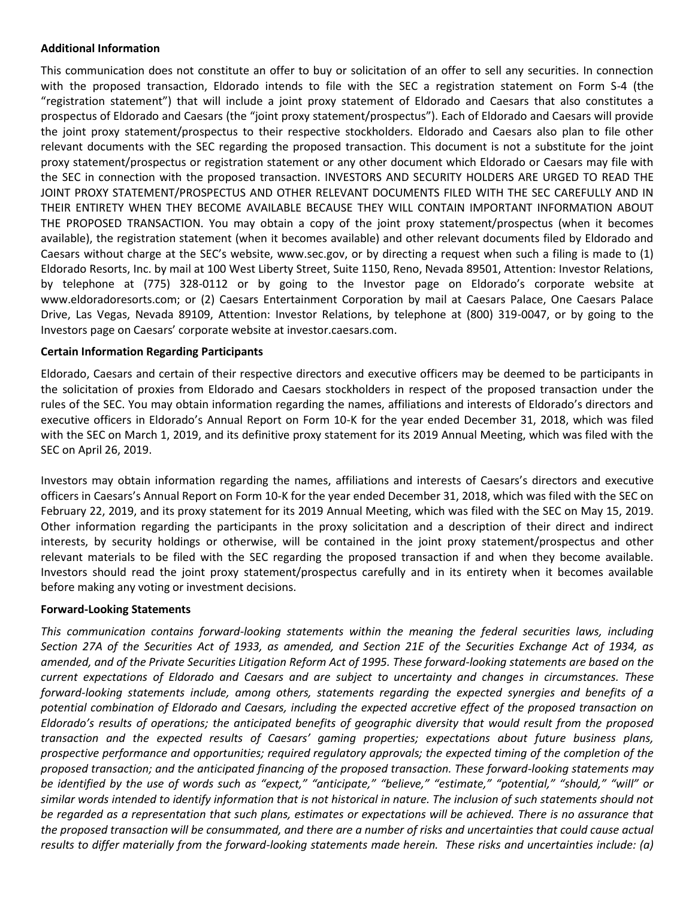**Additional Information**

This communication does not constitute an offer to buy or solicitation of an offer to sell any securities. In connection with the proposed transaction, Eldorado intends to file with the SEC a registration statement on Form S-4 (the "registration statement") that will include a joint proxy statement of Eldorado and Caesars that also constitutes a prospectus of Eldorado and Caesars (the "joint proxy statement/prospectus"). Each of Eldorado and Caesars will provide the joint proxy statement/prospectus to their respective stockholders. Eldorado and Caesars also plan to file other relevant documents with the SEC regarding the proposed transaction. This document is not a substitute for the joint proxy statement/prospectus or registration statement or any other document which Eldorado or Caesars may file with the SEC in connection with the proposed transaction. INVESTORS AND SECURITY HOLDERS ARE URGED TO READ THE JOINT PROXY STATEMENT/PROSPECTUS AND OTHER RELEVANT DOCUMENTS FILED WITH THE SEC CAREFULLY AND IN THEIR ENTIRETY WHEN THEY BECOME AVAILABLE BECAUSE THEY WILL CONTAIN IMPORTANT INFORMATION ABOUT THE PROPOSED TRANSACTION. You may obtain a copy of the joint proxy statement/prospectus (when it becomes available), the registration statement (when it becomes available) and other relevant documents filed by Eldorado and Caesars without charge at the SEC's website, www.sec.gov, or by directing a request when such a filing is made to (1) Eldorado Resorts, Inc. by mail at 100 West Liberty Street, Suite 1150, Reno, Nevada 89501, Attention: Investor Relations, by telephone at (775) 328-0112 or by going to the Investor page on Eldorado's corporate website at www.eldoradoresorts.com; or (2) Caesars Entertainment Corporation by mail at Caesars Palace, One Caesars Palace Drive, Las Vegas, Nevada 89109, Attention: Investor Relations, by telephone at (800) 319-0047, or by going to the Investors page on Caesars' corporate website at investor.caesars.com.

**Certain Information Regarding Participants**

Eldorado, Caesars and certain of their respective directors and executive officers may be deemed to be participants in the solicitation of proxies from Eldorado and Caesars stockholders in respect of the proposed transaction under the rules of the SEC. You may obtain information regarding the names, affiliations and interests of Eldorado's directors and executive officers in Eldorado's Annual Report on Form 10-K for the year ended December 31, 2018, which was filed with the SEC on March 1, 2019, and its definitive proxy statement for its 2019 Annual Meeting, which was filed with the SEC on April 26, 2019.

Investors may obtain information regarding the names, affiliations and interests of Caesars's directors and executive officers in Caesars's Annual Report on Form 10-K for the year ended December 31, 2018, which was filed with the SEC on February 22, 2019, and its proxy statement for its 2019 Annual Meeting, which was filed with the SEC on May 15, 2019. Other information regarding the participants in the proxy solicitation and a description of their direct and indirect interests, by security holdings or otherwise, will be contained in the joint proxy statement/prospectus and other relevant materials to be filed with the SEC regarding the proposed transaction if and when they become available. Investors should read the joint proxy statement/prospectus carefully and in its entirety when it becomes available before making any voting or investment decisions.

**Forward-Looking Statements**

*This communication contains forward-looking statements within the meaning the federal securities laws, including Section 27A of the Securities Act of 1933, as amended, and Section 21E of the Securities Exchange Act of 1934, as amended, and of the Private Securities Litigation Reform Act of 1995. These forward-looking statements are based on the current expectations of Eldorado and Caesars and are subject to uncertainty and changes in circumstances. These forward-looking statements include, among others, statements regarding the expected synergies and benefits of a potential combination of Eldorado and Caesars, including the expected accretive effect of the proposed transaction on Eldorado's results of operations; the anticipated benefits of geographic diversity that would result from the proposed transaction and the expected results of Caesars' gaming properties; expectations about future business plans, prospective performance and opportunities; required regulatory approvals; the expected timing of the completion of the proposed transaction; and the anticipated financing of the proposed transaction. These forward-looking statements may be identified by the use of words such as "expect," "anticipate," "believe," "estimate," "potential," "should," "will" or similar words intended to identify information that is not historical in nature. The inclusion of such statements should not be regarded as a representation that such plans, estimates or expectations will be achieved. There is no assurance that the proposed transaction will be consummated, and there are a number of risks and uncertainties that could cause actual results to differ materially from the forward-looking statements made herein. These risks and uncertainties include: (a)*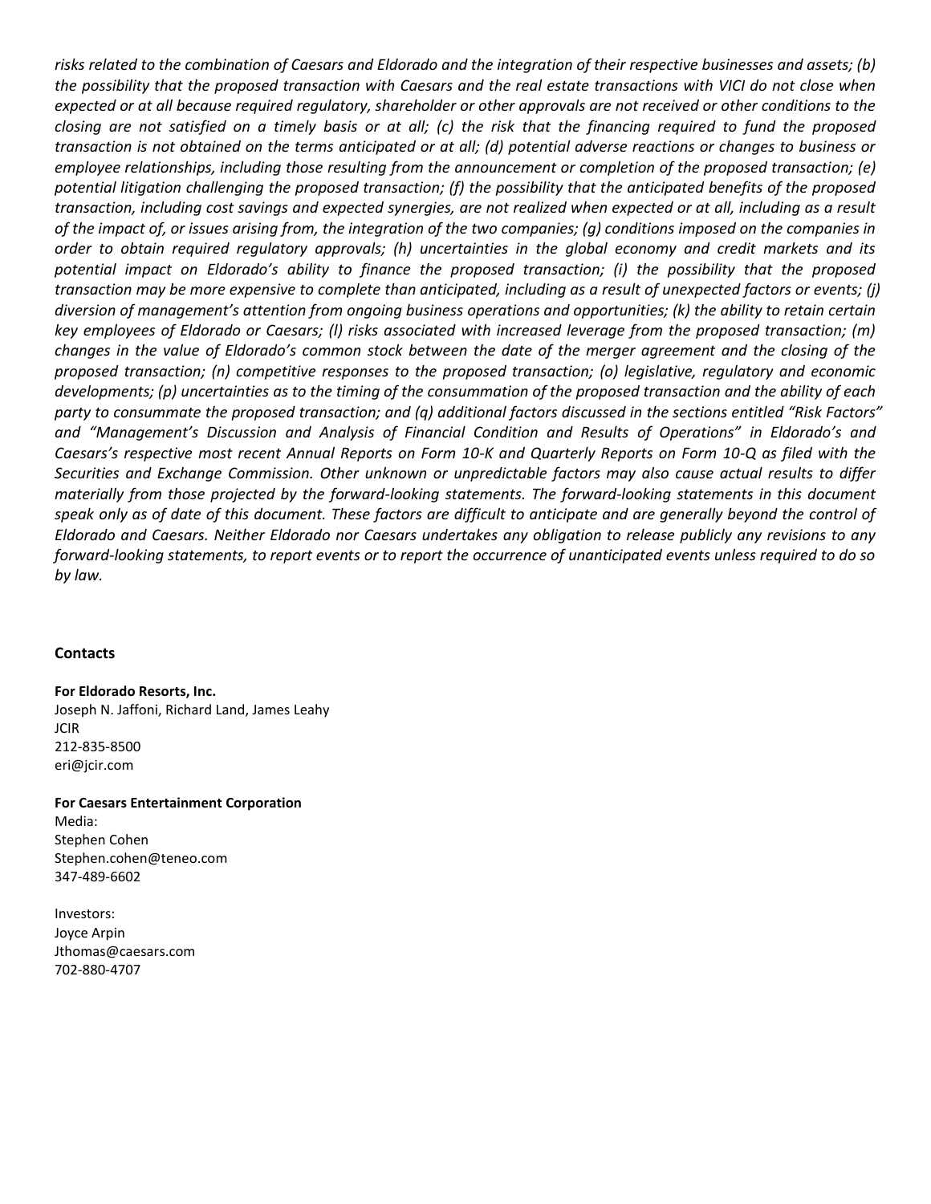*risks related to the combination of Caesars and Eldorado and the integration of their respective businesses and assets; (b) the possibility that the proposed transaction with Caesars and the real estate transactions with VICI do not close when expected or at all because required regulatory, shareholder or other approvals are not received or other conditions to the closing are not satisfied on a timely basis or at all; (c) the risk that the financing required to fund the proposed transaction is not obtained on the terms anticipated or at all; (d) potential adverse reactions or changes to business or employee relationships, including those resulting from the announcement or completion of the proposed transaction; (e) potential litigation challenging the proposed transaction; (f) the possibility that the anticipated benefits of the proposed transaction, including cost savings and expected synergies, are not realized when expected or at all, including as a result of the impact of, or issues arising from, the integration of the two companies; (g) conditions imposed on the companies in order to obtain required regulatory approvals; (h) uncertainties in the global economy and credit markets and its potential impact on Eldorado's ability to finance the proposed transaction; (i) the possibility that the proposed transaction may be more expensive to complete than anticipated, including as a result of unexpected factors or events; (j) diversion of management's attention from ongoing business operations and opportunities; (k) the ability to retain certain key employees of Eldorado or Caesars; (l) risks associated with increased leverage from the proposed transaction; (m) changes in the value of Eldorado's common stock between the date of the merger agreement and the closing of the proposed transaction; (n) competitive responses to the proposed transaction; (o) legislative, regulatory and economic developments; (p) uncertainties as to the timing of the consummation of the proposed transaction and the ability of each party to consummate the proposed transaction; and (q) additional factors discussed in the sections entitled "Risk Factors" and "Management's Discussion and Analysis of Financial Condition and Results of Operations" in Eldorado's and Caesars's respective most recent Annual Reports on Form 10-K and Quarterly Reports on Form 10-Q as filed with the Securities and Exchange Commission. Other unknown or unpredictable factors may also cause actual results to differ materially from those projected by the forward-looking statements. The forward-looking statements in this document speak only as of date of this document. These factors are difficult to anticipate and are generally beyond the control of Eldorado and Caesars. Neither Eldorado nor Caesars undertakes any obligation to release publicly any revisions to any forward-looking statements, to report events or to report the occurrence of unanticipated events unless required to do so by law.*

**Contacts**

**For Eldorado Resorts, Inc.**
Joseph N. Jaffoni, Richard Land, James Leahy
JCIR
212-835-8500
eri@jcir.com

**For Caesars Entertainment Corporation**
Media:
Stephen Cohen
Stephen.cohen@teneo.com
347-489-6602

Investors:
Joyce Arpin
Jthomas@caesars.com
702-880-4707